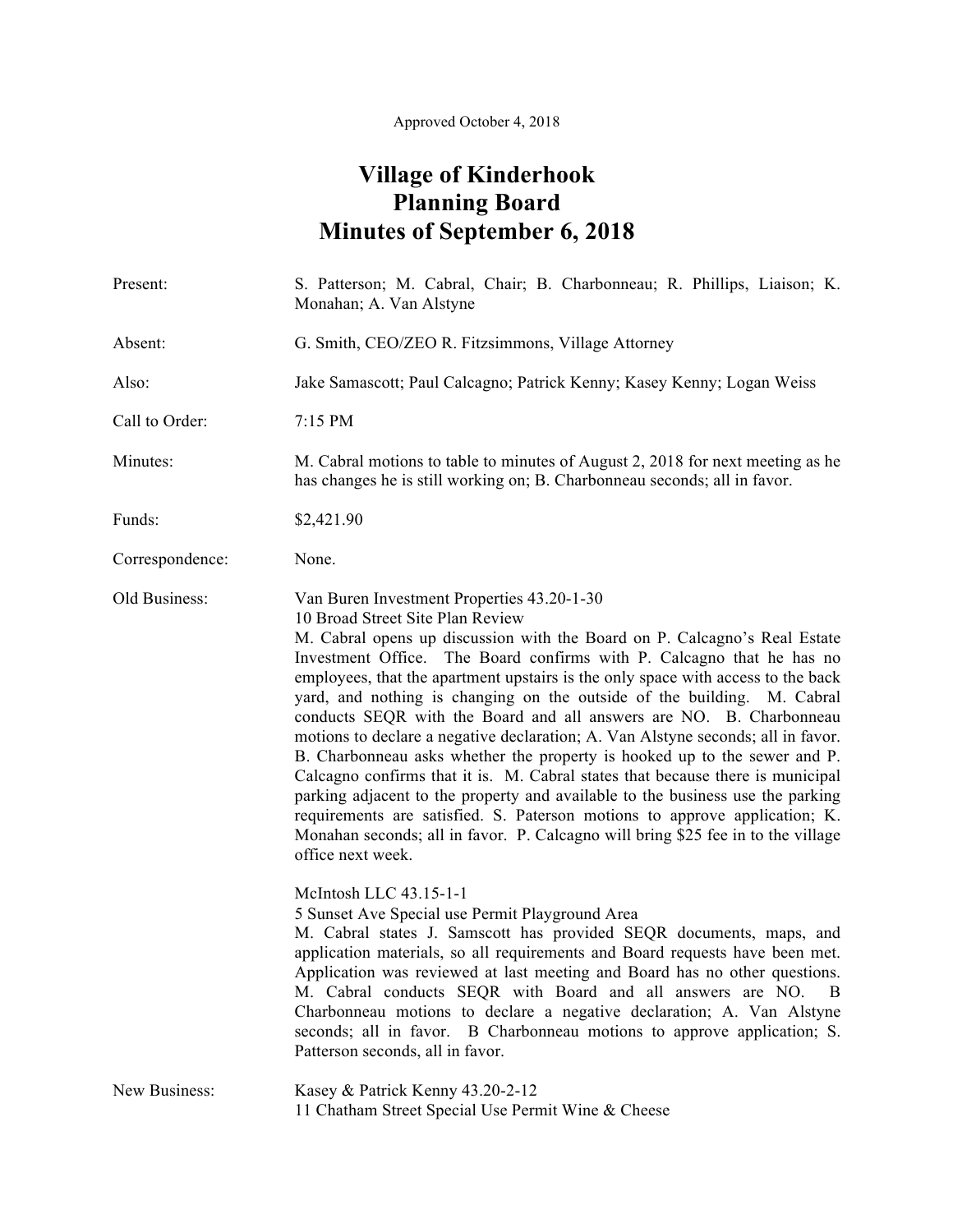Approved October 4, 2018

# Village of Kinderhook
# Planning Board
# Minutes of September 6, 2018

**Present:** S. Patterson; M. Cabral, Chair; B. Charbonneau; R. Phillips, Liaison; K. Monahan; A. Van Alstyne

**Absent:** G. Smith, CEO/ZEO R. Fitzsimmons, Village Attorney

**Also:** Jake Samascott; Paul Calcagno; Patrick Kenny; Kasey Kenny; Logan Weiss

**Call to Order:** 7:15 PM

**Minutes:** M. Cabral motions to table to minutes of August 2, 2018 for next meeting as he has changes he is still working on; B. Charbonneau seconds; all in favor.

**Funds:** $2,421.90

**Correspondence:** None.

**Old Business:**

Van Buren Investment Properties 43.20-1-30
10 Broad Street Site Plan Review
M. Cabral opens up discussion with the Board on P. Calcagno's Real Estate Investment Office. The Board confirms with P. Calcagno that he has no employees, that the apartment upstairs is the only space with access to the back yard, and nothing is changing on the outside of the building. M. Cabral conducts SEQR with the Board and all answers are NO. B. Charbonneau motions to declare a negative declaration; A. Van Alstyne seconds; all in favor. B. Charbonneau asks whether the property is hooked up to the sewer and P. Calcagno confirms that it is. M. Cabral states that because there is municipal parking adjacent to the property and available to the business use the parking requirements are satisfied. S. Paterson motions to approve application; K. Monahan seconds; all in favor. P. Calcagno will bring $25 fee in to the village office next week.

McIntosh LLC 43.15-1-1
5 Sunset Ave Special use Permit Playground Area
M. Cabral states J. Samscott has provided SEQR documents, maps, and application materials, so all requirements and Board requests have been met. Application was reviewed at last meeting and Board has no other questions. M. Cabral conducts SEQR with Board and all answers are NO. B Charbonneau motions to declare a negative declaration; A. Van Alstyne seconds; all in favor. B Charbonneau motions to approve application; S. Patterson seconds, all in favor.

**New Business:**

Kasey & Patrick Kenny 43.20-2-12
11 Chatham Street Special Use Permit Wine & Cheese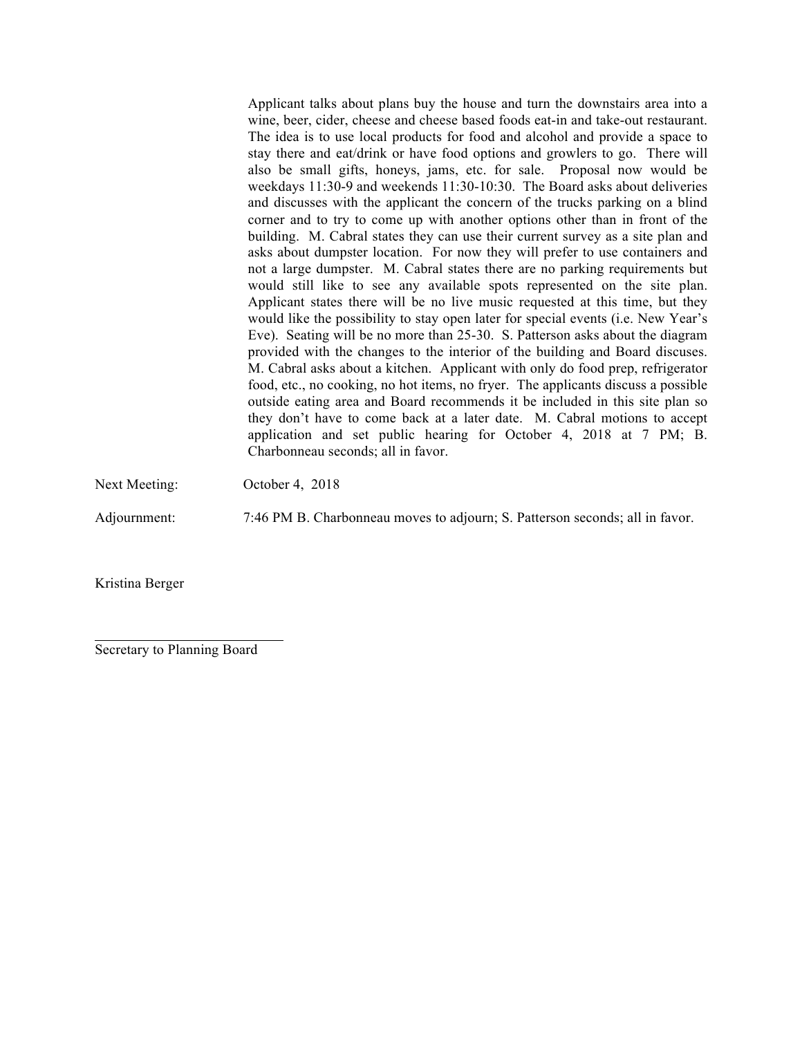Applicant talks about plans buy the house and turn the downstairs area into a wine, beer, cider, cheese and cheese based foods eat-in and take-out restaurant. The idea is to use local products for food and alcohol and provide a space to stay there and eat/drink or have food options and growlers to go. There will also be small gifts, honeys, jams, etc. for sale. Proposal now would be weekdays 11:30-9 and weekends 11:30-10:30. The Board asks about deliveries and discusses with the applicant the concern of the trucks parking on a blind corner and to try to come up with another options other than in front of the building. M. Cabral states they can use their current survey as a site plan and asks about dumpster location. For now they will prefer to use containers and not a large dumpster. M. Cabral states there are no parking requirements but would still like to see any available spots represented on the site plan. Applicant states there will be no live music requested at this time, but they would like the possibility to stay open later for special events (i.e. New Year's Eve). Seating will be no more than 25-30. S. Patterson asks about the diagram provided with the changes to the interior of the building and Board discuses. M. Cabral asks about a kitchen. Applicant with only do food prep, refrigerator food, etc., no cooking, no hot items, no fryer. The applicants discuss a possible outside eating area and Board recommends it be included in this site plan so they don't have to come back at a later date. M. Cabral motions to accept application and set public hearing for October 4, 2018 at 7 PM; B. Charbonneau seconds; all in favor.

Next Meeting: October 4, 2018

Adjournment: 7:46 PM B. Charbonneau moves to adjourn; S. Patterson seconds; all in favor.

Kristina Berger

\_\_\_\_\_\_\_\_\_\_\_\_\_\_\_\_\_\_\_\_\_\_\_\_\_\_\_

Secretary to Planning Board